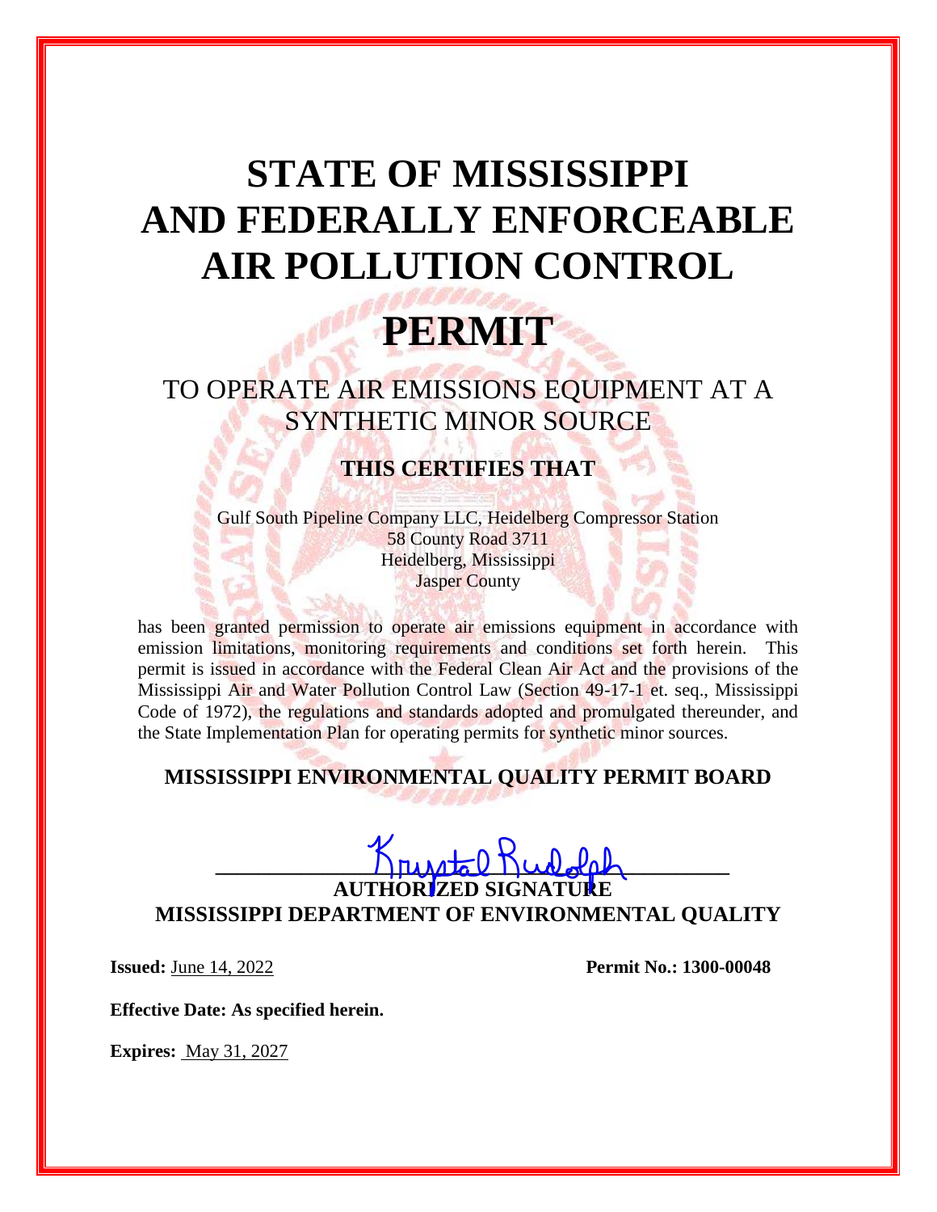# STATE OF MISSISSIPPI AND FEDERALLY ENFORCEABLE AIR POLLUTION CONTROL

# PERMIT

## TO OPERATE AIR EMISSIONS EQUIPMENT AT A SYNTHETIC MINOR SOURCE

### THIS CERTIFIES THAT

Gulf South Pipeline Company LLC, Heidelberg Compressor Station
58 County Road 3711
Heidelberg, Mississippi
Jasper County

has been granted permission to operate air emissions equipment in accordance with emission limitations, monitoring requirements and conditions set forth herein. This permit is issued in accordance with the Federal Clean Air Act and the provisions of the Mississippi Air and Water Pollution Control Law (Section 49-17-1 et. seq., Mississippi Code of 1972), the regulations and standards adopted and promulgated thereunder, and the State Implementation Plan for operating permits for synthetic minor sources.

**MISSISSIPPI ENVIRONMENTAL QUALITY PERMIT BOARD**

Krystal Rudolph

**AUTHORIZED SIGNATURE**
**MISSISSIPPI DEPARTMENT OF ENVIRONMENTAL QUALITY**

**Issued:** June 14, 2022

**Permit No.: 1300-00048**

**Effective Date: As specified herein.**

**Expires:** May 31, 2027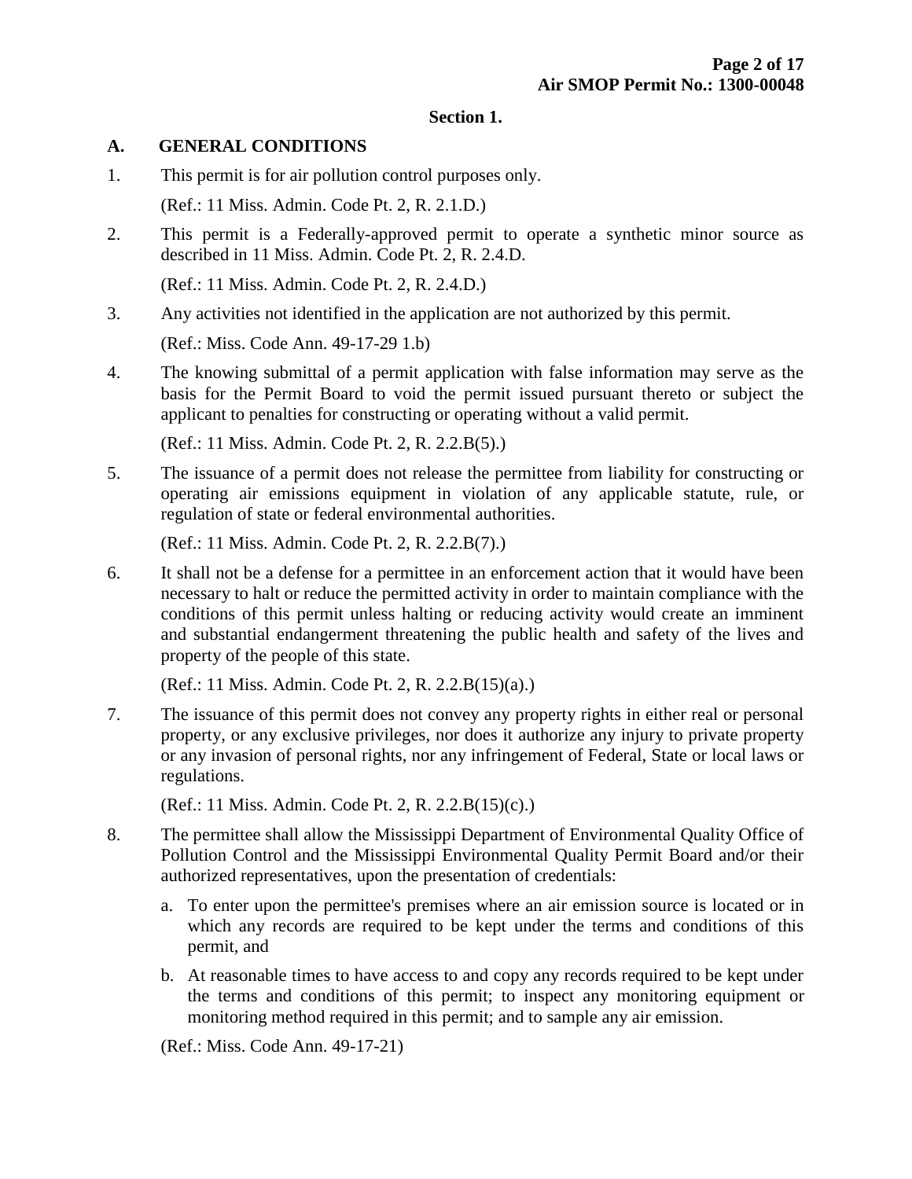## Section 1.

### A. GENERAL CONDITIONS

1. This permit is for air pollution control purposes only.

   (Ref.: 11 Miss. Admin. Code Pt. 2, R. 2.1.D.)

2. This permit is a Federally-approved permit to operate a synthetic minor source as described in 11 Miss. Admin. Code Pt. 2, R. 2.4.D.

   (Ref.: 11 Miss. Admin. Code Pt. 2, R. 2.4.D.)

3. Any activities not identified in the application are not authorized by this permit.

   (Ref.: Miss. Code Ann. 49-17-29 1.b)

4. The knowing submittal of a permit application with false information may serve as the basis for the Permit Board to void the permit issued pursuant thereto or subject the applicant to penalties for constructing or operating without a valid permit.

   (Ref.: 11 Miss. Admin. Code Pt. 2, R. 2.2.B(5).)

5. The issuance of a permit does not release the permittee from liability for constructing or operating air emissions equipment in violation of any applicable statute, rule, or regulation of state or federal environmental authorities.

   (Ref.: 11 Miss. Admin. Code Pt. 2, R. 2.2.B(7).)

6. It shall not be a defense for a permittee in an enforcement action that it would have been necessary to halt or reduce the permitted activity in order to maintain compliance with the conditions of this permit unless halting or reducing activity would create an imminent and substantial endangerment threatening the public health and safety of the lives and property of the people of this state.

   (Ref.: 11 Miss. Admin. Code Pt. 2, R. 2.2.B(15)(a).)

7. The issuance of this permit does not convey any property rights in either real or personal property, or any exclusive privileges, nor does it authorize any injury to private property or any invasion of personal rights, nor any infringement of Federal, State or local laws or regulations.

   (Ref.: 11 Miss. Admin. Code Pt. 2, R. 2.2.B(15)(c).)

8. The permittee shall allow the Mississippi Department of Environmental Quality Office of Pollution Control and the Mississippi Environmental Quality Permit Board and/or their authorized representatives, upon the presentation of credentials:

   a. To enter upon the permittee's premises where an air emission source is located or in which any records are required to be kept under the terms and conditions of this permit, and

   b. At reasonable times to have access to and copy any records required to be kept under the terms and conditions of this permit; to inspect any monitoring equipment or monitoring method required in this permit; and to sample any air emission.

   (Ref.: Miss. Code Ann. 49-17-21)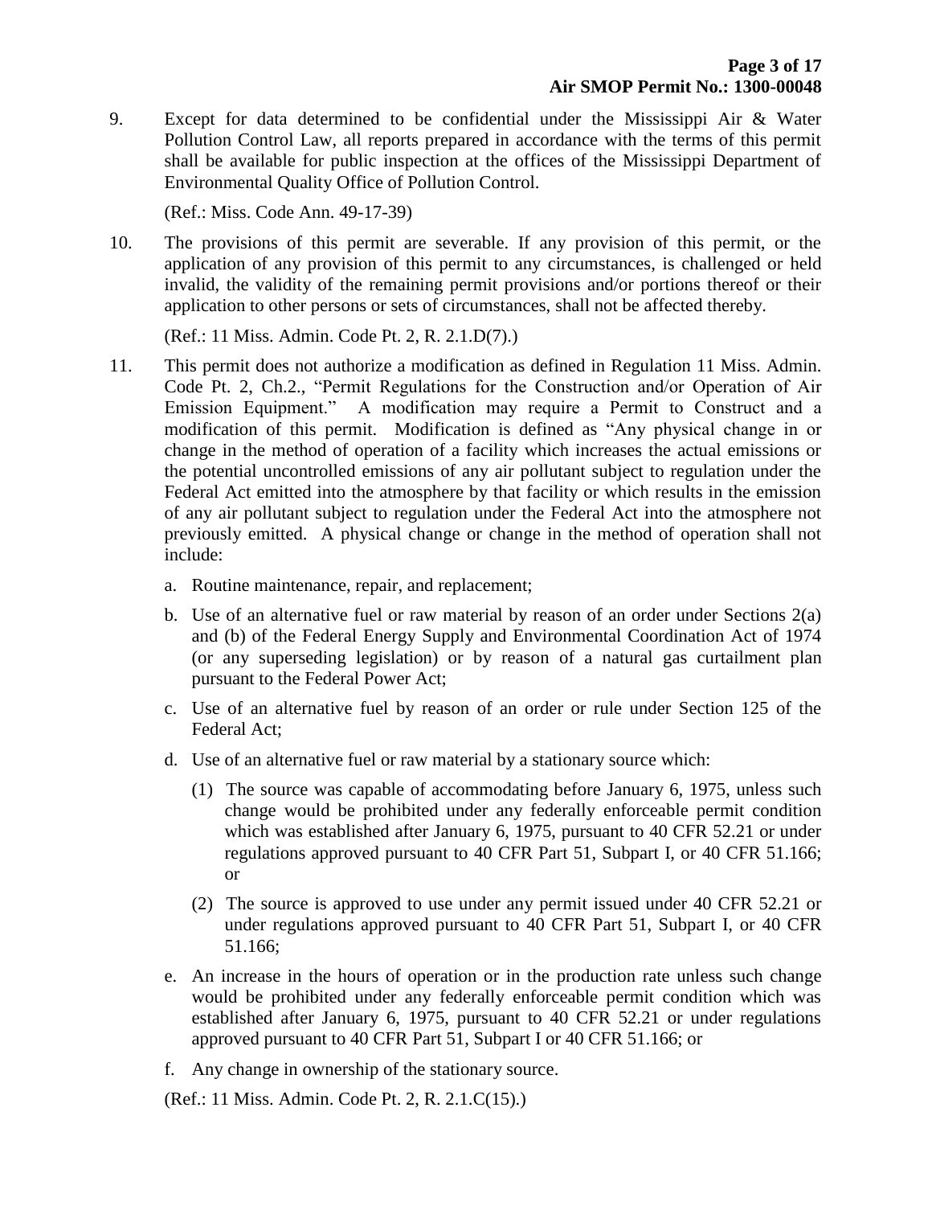9. Except for data determined to be confidential under the Mississippi Air & Water Pollution Control Law, all reports prepared in accordance with the terms of this permit shall be available for public inspection at the offices of the Mississippi Department of Environmental Quality Office of Pollution Control.

   (Ref.: Miss. Code Ann. 49-17-39)

10. The provisions of this permit are severable. If any provision of this permit, or the application of any provision of this permit to any circumstances, is challenged or held invalid, the validity of the remaining permit provisions and/or portions thereof or their application to other persons or sets of circumstances, shall not be affected thereby.

    (Ref.: 11 Miss. Admin. Code Pt. 2, R. 2.1.D(7).)

11. This permit does not authorize a modification as defined in Regulation 11 Miss. Admin. Code Pt. 2, Ch.2., "Permit Regulations for the Construction and/or Operation of Air Emission Equipment." A modification may require a Permit to Construct and a modification of this permit. Modification is defined as "Any physical change in or change in the method of operation of a facility which increases the actual emissions or the potential uncontrolled emissions of any air pollutant subject to regulation under the Federal Act emitted into the atmosphere by that facility or which results in the emission of any air pollutant subject to regulation under the Federal Act into the atmosphere not previously emitted. A physical change or change in the method of operation shall not include:

    a. Routine maintenance, repair, and replacement;

    b. Use of an alternative fuel or raw material by reason of an order under Sections 2(a) and (b) of the Federal Energy Supply and Environmental Coordination Act of 1974 (or any superseding legislation) or by reason of a natural gas curtailment plan pursuant to the Federal Power Act;

    c. Use of an alternative fuel by reason of an order or rule under Section 125 of the Federal Act;

    d. Use of an alternative fuel or raw material by a stationary source which:

       (1) The source was capable of accommodating before January 6, 1975, unless such change would be prohibited under any federally enforceable permit condition which was established after January 6, 1975, pursuant to 40 CFR 52.21 or under regulations approved pursuant to 40 CFR Part 51, Subpart I, or 40 CFR 51.166; or

       (2) The source is approved to use under any permit issued under 40 CFR 52.21 or under regulations approved pursuant to 40 CFR Part 51, Subpart I, or 40 CFR 51.166;

    e. An increase in the hours of operation or in the production rate unless such change would be prohibited under any federally enforceable permit condition which was established after January 6, 1975, pursuant to 40 CFR 52.21 or under regulations approved pursuant to 40 CFR Part 51, Subpart I or 40 CFR 51.166; or

    f. Any change in ownership of the stationary source.

    (Ref.: 11 Miss. Admin. Code Pt. 2, R. 2.1.C(15).)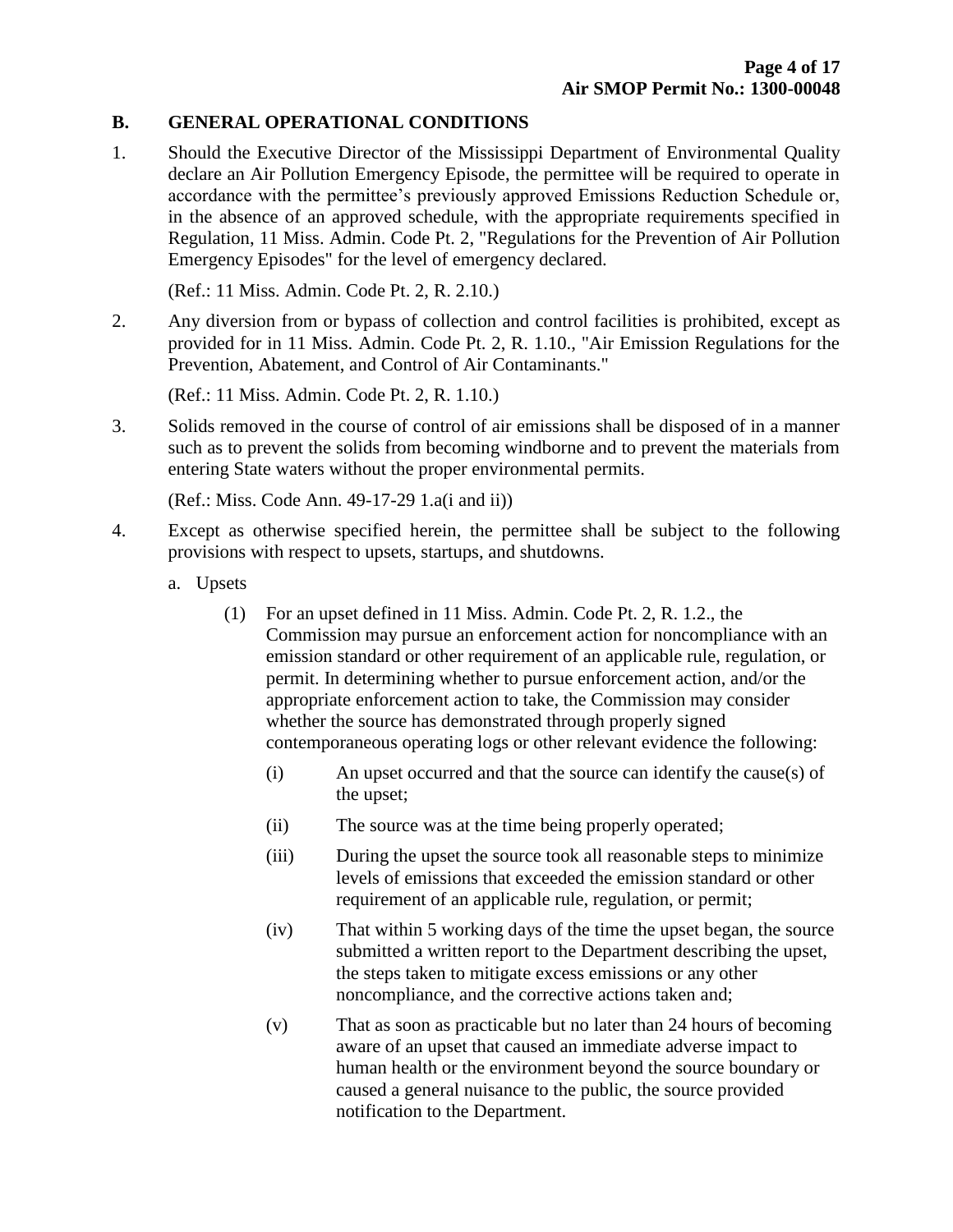## B. GENERAL OPERATIONAL CONDITIONS

1. Should the Executive Director of the Mississippi Department of Environmental Quality declare an Air Pollution Emergency Episode, the permittee will be required to operate in accordance with the permittee's previously approved Emissions Reduction Schedule or, in the absence of an approved schedule, with the appropriate requirements specified in Regulation, 11 Miss. Admin. Code Pt. 2, "Regulations for the Prevention of Air Pollution Emergency Episodes" for the level of emergency declared.

   (Ref.: 11 Miss. Admin. Code Pt. 2, R. 2.10.)

2. Any diversion from or bypass of collection and control facilities is prohibited, except as provided for in 11 Miss. Admin. Code Pt. 2, R. 1.10., "Air Emission Regulations for the Prevention, Abatement, and Control of Air Contaminants."

   (Ref.: 11 Miss. Admin. Code Pt. 2, R. 1.10.)

3. Solids removed in the course of control of air emissions shall be disposed of in a manner such as to prevent the solids from becoming windborne and to prevent the materials from entering State waters without the proper environmental permits.

   (Ref.: Miss. Code Ann. 49-17-29 1.a(i and ii))

4. Except as otherwise specified herein, the permittee shall be subject to the following provisions with respect to upsets, startups, and shutdowns.

   a. Upsets

      (1) For an upset defined in 11 Miss. Admin. Code Pt. 2, R. 1.2., the Commission may pursue an enforcement action for noncompliance with an emission standard or other requirement of an applicable rule, regulation, or permit. In determining whether to pursue enforcement action, and/or the appropriate enforcement action to take, the Commission may consider whether the source has demonstrated through properly signed contemporaneous operating logs or other relevant evidence the following:

         (i) An upset occurred and that the source can identify the cause(s) of the upset;

         (ii) The source was at the time being properly operated;

         (iii) During the upset the source took all reasonable steps to minimize levels of emissions that exceeded the emission standard or other requirement of an applicable rule, regulation, or permit;

         (iv) That within 5 working days of the time the upset began, the source submitted a written report to the Department describing the upset, the steps taken to mitigate excess emissions or any other noncompliance, and the corrective actions taken and;

         (v) That as soon as practicable but no later than 24 hours of becoming aware of an upset that caused an immediate adverse impact to human health or the environment beyond the source boundary or caused a general nuisance to the public, the source provided notification to the Department.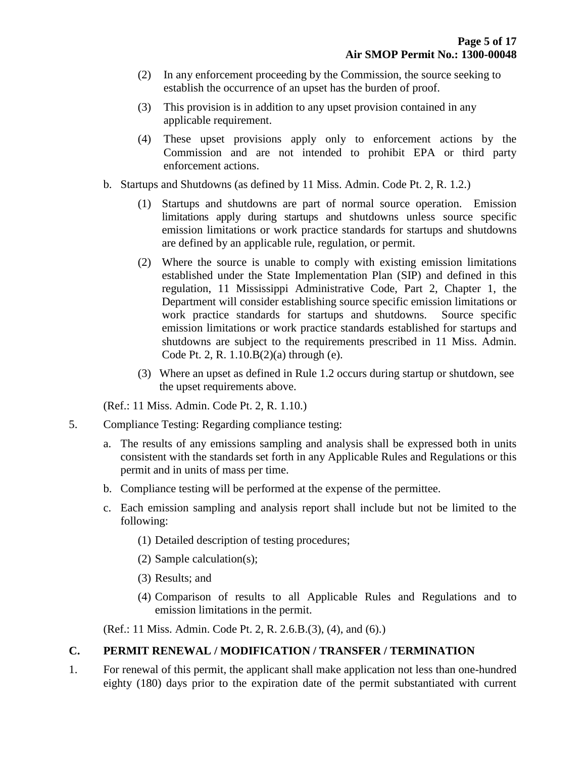(2) In any enforcement proceeding by the Commission, the source seeking to establish the occurrence of an upset has the burden of proof.

(3) This provision is in addition to any upset provision contained in any applicable requirement.

(4) These upset provisions apply only to enforcement actions by the Commission and are not intended to prohibit EPA or third party enforcement actions.

b. Startups and Shutdowns (as defined by 11 Miss. Admin. Code Pt. 2, R. 1.2.)

(1) Startups and shutdowns are part of normal source operation. Emission limitations apply during startups and shutdowns unless source specific emission limitations or work practice standards for startups and shutdowns are defined by an applicable rule, regulation, or permit.

(2) Where the source is unable to comply with existing emission limitations established under the State Implementation Plan (SIP) and defined in this regulation, 11 Mississippi Administrative Code, Part 2, Chapter 1, the Department will consider establishing source specific emission limitations or work practice standards for startups and shutdowns. Source specific emission limitations or work practice standards established for startups and shutdowns are subject to the requirements prescribed in 11 Miss. Admin. Code Pt. 2, R. 1.10.B(2)(a) through (e).

(3) Where an upset as defined in Rule 1.2 occurs during startup or shutdown, see the upset requirements above.

(Ref.: 11 Miss. Admin. Code Pt. 2, R. 1.10.)

5. Compliance Testing: Regarding compliance testing:

a. The results of any emissions sampling and analysis shall be expressed both in units consistent with the standards set forth in any Applicable Rules and Regulations or this permit and in units of mass per time.

b. Compliance testing will be performed at the expense of the permittee.

c. Each emission sampling and analysis report shall include but not be limited to the following:

(1) Detailed description of testing procedures;

(2) Sample calculation(s);

(3) Results; and

(4) Comparison of results to all Applicable Rules and Regulations and to emission limitations in the permit.

(Ref.: 11 Miss. Admin. Code Pt. 2, R. 2.6.B.(3), (4), and (6).)

## C. PERMIT RENEWAL / MODIFICATION / TRANSFER / TERMINATION

1. For renewal of this permit, the applicant shall make application not less than one-hundred eighty (180) days prior to the expiration date of the permit substantiated with current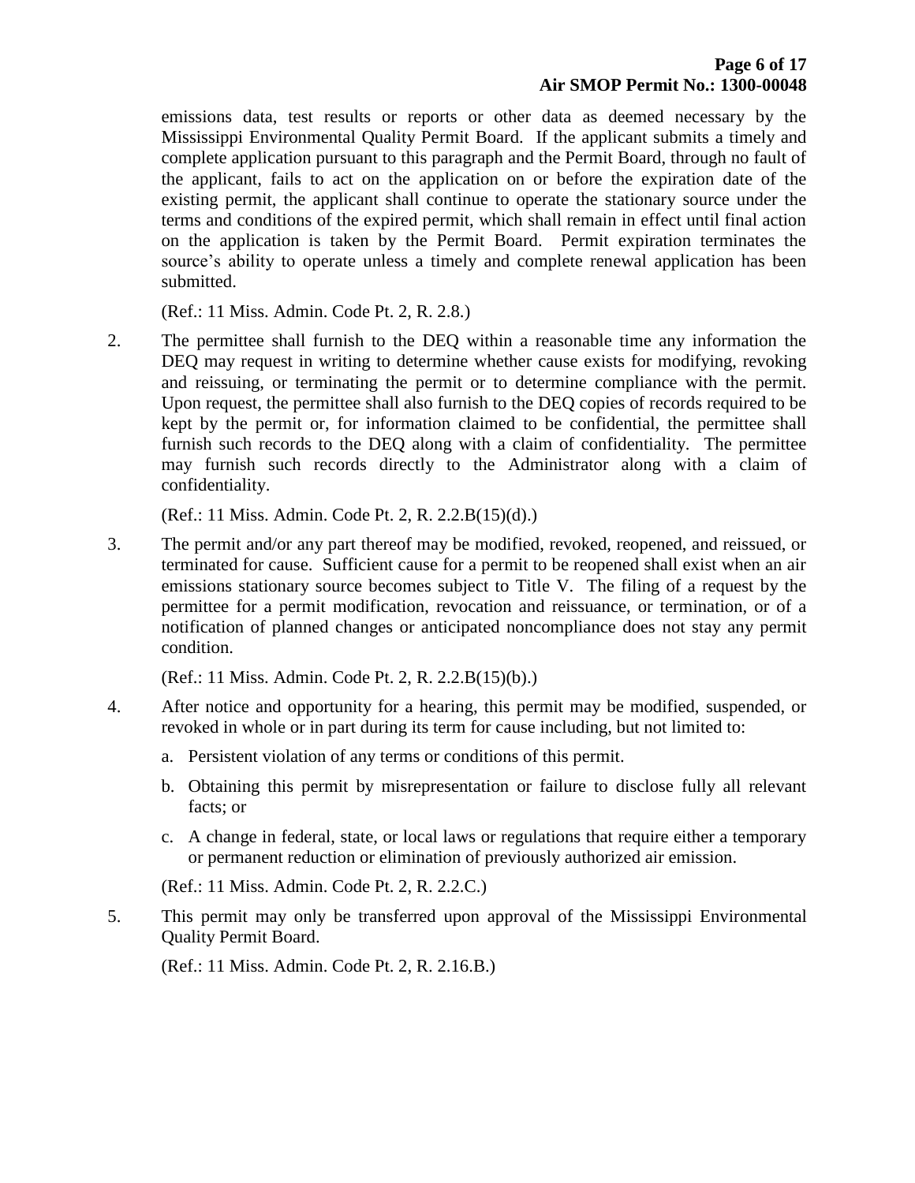emissions data, test results or reports or other data as deemed necessary by the Mississippi Environmental Quality Permit Board. If the applicant submits a timely and complete application pursuant to this paragraph and the Permit Board, through no fault of the applicant, fails to act on the application on or before the expiration date of the existing permit, the applicant shall continue to operate the stationary source under the terms and conditions of the expired permit, which shall remain in effect until final action on the application is taken by the Permit Board. Permit expiration terminates the source's ability to operate unless a timely and complete renewal application has been submitted.

(Ref.: 11 Miss. Admin. Code Pt. 2, R. 2.8.)

2. The permittee shall furnish to the DEQ within a reasonable time any information the DEQ may request in writing to determine whether cause exists for modifying, revoking and reissuing, or terminating the permit or to determine compliance with the permit. Upon request, the permittee shall also furnish to the DEQ copies of records required to be kept by the permit or, for information claimed to be confidential, the permittee shall furnish such records to the DEQ along with a claim of confidentiality. The permittee may furnish such records directly to the Administrator along with a claim of confidentiality.

   (Ref.: 11 Miss. Admin. Code Pt. 2, R. 2.2.B(15)(d).)

3. The permit and/or any part thereof may be modified, revoked, reopened, and reissued, or terminated for cause. Sufficient cause for a permit to be reopened shall exist when an air emissions stationary source becomes subject to Title V. The filing of a request by the permittee for a permit modification, revocation and reissuance, or termination, or of a notification of planned changes or anticipated noncompliance does not stay any permit condition.

   (Ref.: 11 Miss. Admin. Code Pt. 2, R. 2.2.B(15)(b).)

4. After notice and opportunity for a hearing, this permit may be modified, suspended, or revoked in whole or in part during its term for cause including, but not limited to:

   a. Persistent violation of any terms or conditions of this permit.

   b. Obtaining this permit by misrepresentation or failure to disclose fully all relevant facts; or

   c. A change in federal, state, or local laws or regulations that require either a temporary or permanent reduction or elimination of previously authorized air emission.

   (Ref.: 11 Miss. Admin. Code Pt. 2, R. 2.2.C.)

5. This permit may only be transferred upon approval of the Mississippi Environmental Quality Permit Board.

   (Ref.: 11 Miss. Admin. Code Pt. 2, R. 2.16.B.)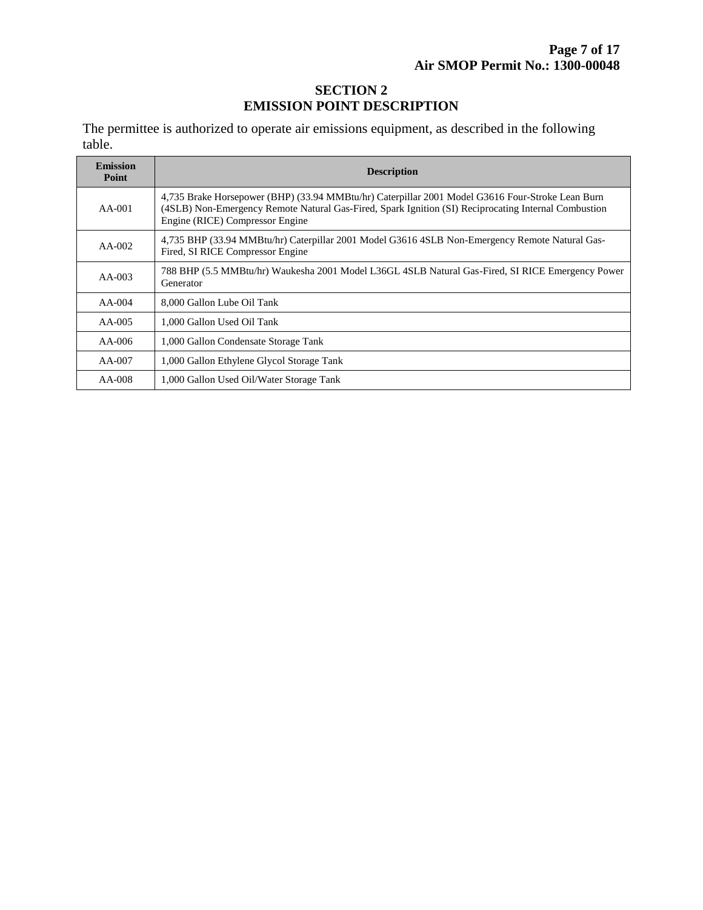# SECTION 2
# EMISSION POINT DESCRIPTION

The permittee is authorized to operate air emissions equipment, as described in the following table.

| Emission Point | Description |
|---|---|
| AA-001 | 4,735 Brake Horsepower (BHP) (33.94 MMBtu/hr) Caterpillar 2001 Model G3616 Four-Stroke Lean Burn (4SLB) Non-Emergency Remote Natural Gas-Fired, Spark Ignition (SI) Reciprocating Internal Combustion Engine (RICE) Compressor Engine |
| AA-002 | 4,735 BHP (33.94 MMBtu/hr) Caterpillar 2001 Model G3616 4SLB Non-Emergency Remote Natural Gas-Fired, SI RICE Compressor Engine |
| AA-003 | 788 BHP (5.5 MMBtu/hr) Waukesha 2001 Model L36GL 4SLB Natural Gas-Fired, SI RICE Emergency Power Generator |
| AA-004 | 8,000 Gallon Lube Oil Tank |
| AA-005 | 1,000 Gallon Used Oil Tank |
| AA-006 | 1,000 Gallon Condensate Storage Tank |
| AA-007 | 1,000 Gallon Ethylene Glycol Storage Tank |
| AA-008 | 1,000 Gallon Used Oil/Water Storage Tank |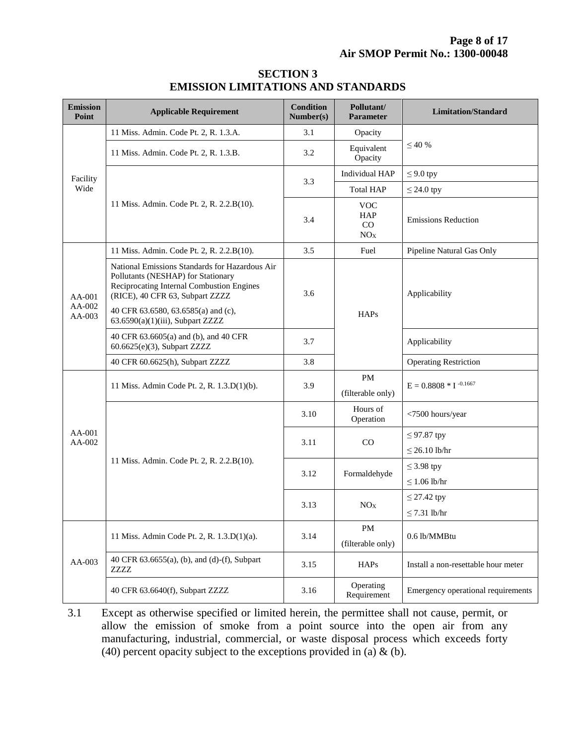# SECTION 3
# EMISSION LIMITATIONS AND STANDARDS

| Emission Point | Applicable Requirement | Condition Number(s) | Pollutant/ Parameter | Limitation/Standard |
|---|---|---|---|---|
| Facility Wide | 11 Miss. Admin. Code Pt. 2, R. 1.3.A. | 3.1 | Opacity | ≤ 40 % |
| | 11 Miss. Admin. Code Pt. 2, R. 1.3.B. | 3.2 | Equivalent Opacity | |
| | 11 Miss. Admin. Code Pt. 2, R. 2.2.B(10). | 3.3 | Individual HAP | ≤ 9.0 tpy |
| | | | Total HAP | ≤ 24.0 tpy |
| | | 3.4 | VOC HAP CO $NO_X$ | Emissions Reduction |
| AA-001 AA-002 AA-003 | 11 Miss. Admin. Code Pt. 2, R. 2.2.B(10). | 3.5 | Fuel | Pipeline Natural Gas Only |
| | National Emissions Standards for Hazardous Air Pollutants (NESHAP) for Stationary Reciprocating Internal Combustion Engines (RICE), 40 CFR 63, Subpart ZZZZ<br>40 CFR 63.6580, 63.6585(a) and (c), 63.6590(a)(1)(iii), Subpart ZZZZ | 3.6 | HAPs | Applicability |
| | 40 CFR 63.6605(a) and (b), and 40 CFR 60.6625(e)(3), Subpart ZZZZ | 3.7 | | Applicability |
| | 40 CFR 60.6625(h), Subpart ZZZZ | 3.8 | | Operating Restriction |
| AA-001 AA-002 | 11 Miss. Admin Code Pt. 2, R. 1.3.D(1)(b). | 3.9 | PM (filterable only) | $E = 0.8808 * I^{-0.1667}$ |
| | 11 Miss. Admin. Code Pt. 2, R. 2.2.B(10). | 3.10 | Hours of Operation | <7500 hours/year |
| | | 3.11 | CO | ≤ 97.87 tpy<br>≤ 26.10 lb/hr |
| | | 3.12 | Formaldehyde | ≤ 3.98 tpy<br>≤ 1.06 lb/hr |
| | | 3.13 | $NO_X$ | ≤ 27.42 tpy<br>≤ 7.31 lb/hr |
| AA-003 | 11 Miss. Admin Code Pt. 2, R. 1.3.D(1)(a). | 3.14 | PM (filterable only) | 0.6 lb/MMBtu |
| | 40 CFR 63.6655(a), (b), and (d)-(f), Subpart ZZZZ | 3.15 | HAPs | Install a non-resettable hour meter |
| | 40 CFR 63.6640(f), Subpart ZZZZ | 3.16 | Operating Requirement | Emergency operational requirements |

3.1 Except as otherwise specified or limited herein, the permittee shall not cause, permit, or allow the emission of smoke from a point source into the open air from any manufacturing, industrial, commercial, or waste disposal process which exceeds forty (40) percent opacity subject to the exceptions provided in (a) & (b).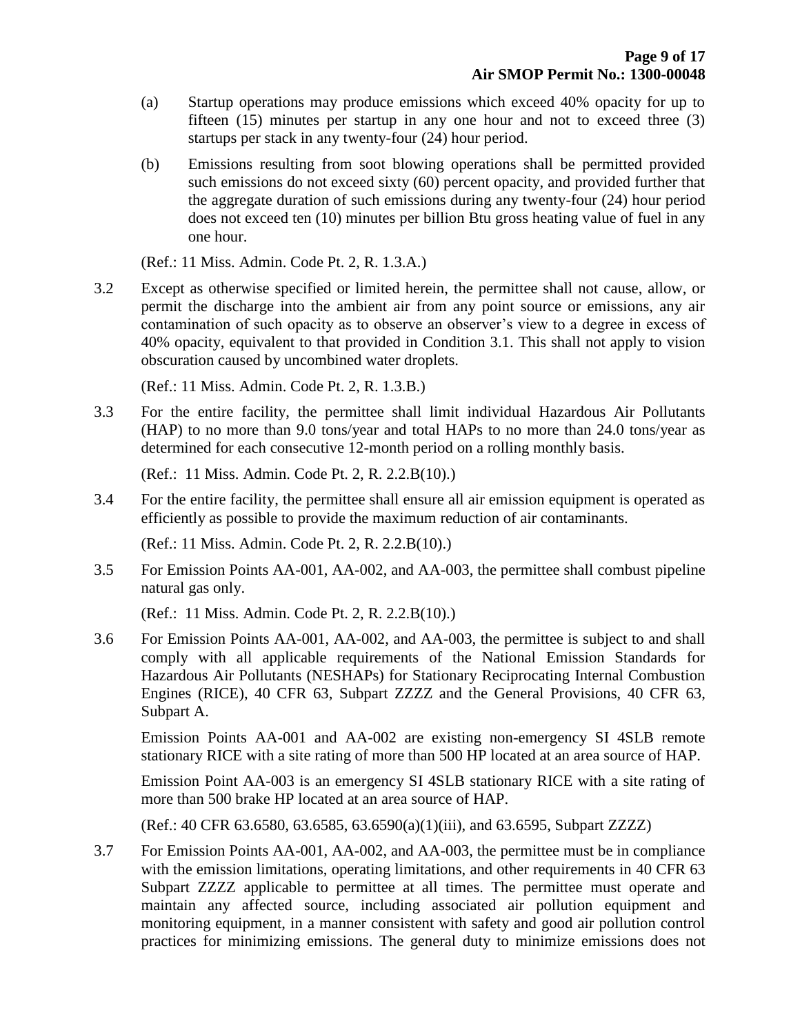(a) Startup operations may produce emissions which exceed 40% opacity for up to fifteen (15) minutes per startup in any one hour and not to exceed three (3) startups per stack in any twenty-four (24) hour period.

(b) Emissions resulting from soot blowing operations shall be permitted provided such emissions do not exceed sixty (60) percent opacity, and provided further that the aggregate duration of such emissions during any twenty-four (24) hour period does not exceed ten (10) minutes per billion Btu gross heating value of fuel in any one hour.

(Ref.: 11 Miss. Admin. Code Pt. 2, R. 1.3.A.)

3.2 Except as otherwise specified or limited herein, the permittee shall not cause, allow, or permit the discharge into the ambient air from any point source or emissions, any air contamination of such opacity as to observe an observer's view to a degree in excess of 40% opacity, equivalent to that provided in Condition 3.1. This shall not apply to vision obscuration caused by uncombined water droplets.

(Ref.: 11 Miss. Admin. Code Pt. 2, R. 1.3.B.)

3.3 For the entire facility, the permittee shall limit individual Hazardous Air Pollutants (HAP) to no more than 9.0 tons/year and total HAPs to no more than 24.0 tons/year as determined for each consecutive 12-month period on a rolling monthly basis.

(Ref.: 11 Miss. Admin. Code Pt. 2, R. 2.2.B(10).)

3.4 For the entire facility, the permittee shall ensure all air emission equipment is operated as efficiently as possible to provide the maximum reduction of air contaminants.

(Ref.: 11 Miss. Admin. Code Pt. 2, R. 2.2.B(10).)

3.5 For Emission Points AA-001, AA-002, and AA-003, the permittee shall combust pipeline natural gas only.

(Ref.: 11 Miss. Admin. Code Pt. 2, R. 2.2.B(10).)

3.6 For Emission Points AA-001, AA-002, and AA-003, the permittee is subject to and shall comply with all applicable requirements of the National Emission Standards for Hazardous Air Pollutants (NESHAPs) for Stationary Reciprocating Internal Combustion Engines (RICE), 40 CFR 63, Subpart ZZZZ and the General Provisions, 40 CFR 63, Subpart A.

Emission Points AA-001 and AA-002 are existing non-emergency SI 4SLB remote stationary RICE with a site rating of more than 500 HP located at an area source of HAP.

Emission Point AA-003 is an emergency SI 4SLB stationary RICE with a site rating of more than 500 brake HP located at an area source of HAP.

(Ref.: 40 CFR 63.6580, 63.6585, 63.6590(a)(1)(iii), and 63.6595, Subpart ZZZZ)

3.7 For Emission Points AA-001, AA-002, and AA-003, the permittee must be in compliance with the emission limitations, operating limitations, and other requirements in 40 CFR 63 Subpart ZZZZ applicable to permittee at all times. The permittee must operate and maintain any affected source, including associated air pollution equipment and monitoring equipment, in a manner consistent with safety and good air pollution control practices for minimizing emissions. The general duty to minimize emissions does not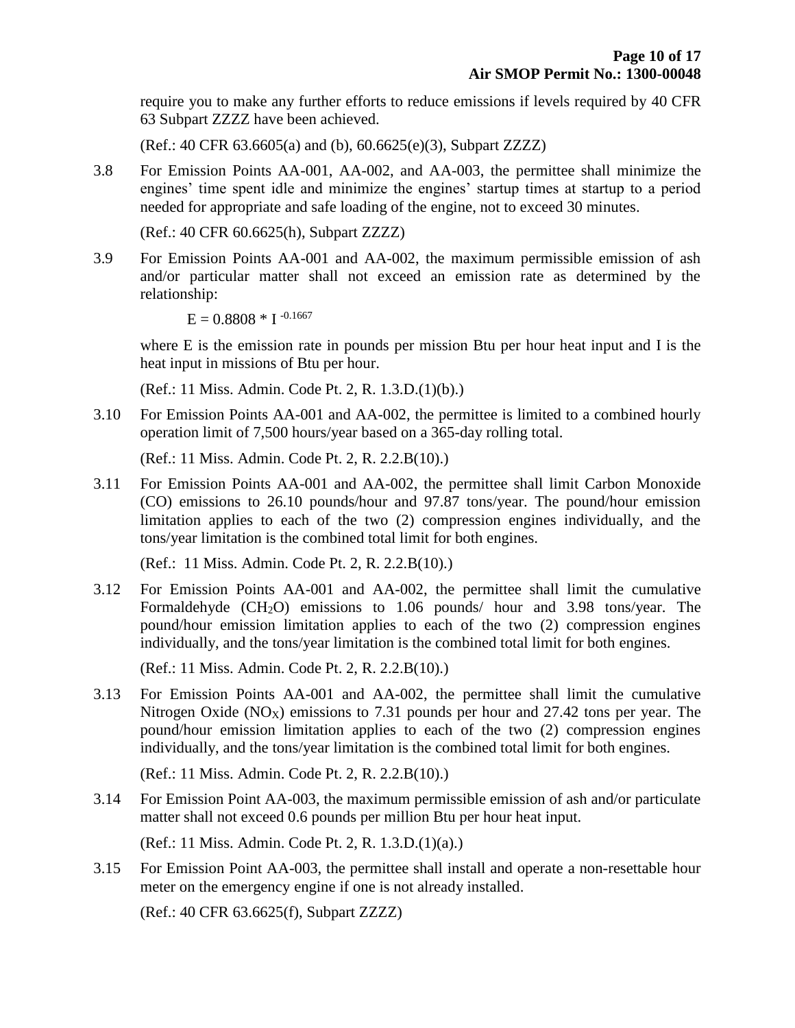require you to make any further efforts to reduce emissions if levels required by 40 CFR 63 Subpart ZZZZ have been achieved.

(Ref.: 40 CFR 63.6605(a) and (b), 60.6625(e)(3), Subpart ZZZZ)

3.8 For Emission Points AA-001, AA-002, and AA-003, the permittee shall minimize the engines' time spent idle and minimize the engines' startup times at startup to a period needed for appropriate and safe loading of the engine, not to exceed 30 minutes.

(Ref.: 40 CFR 60.6625(h), Subpart ZZZZ)

3.9 For Emission Points AA-001 and AA-002, the maximum permissible emission of ash and/or particular matter shall not exceed an emission rate as determined by the relationship:

$$E = 0.8808 * I^{-0.1667}$$

where E is the emission rate in pounds per mission Btu per hour heat input and I is the heat input in missions of Btu per hour.

(Ref.: 11 Miss. Admin. Code Pt. 2, R. 1.3.D.(1)(b).)

3.10 For Emission Points AA-001 and AA-002, the permittee is limited to a combined hourly operation limit of 7,500 hours/year based on a 365-day rolling total.

(Ref.: 11 Miss. Admin. Code Pt. 2, R. 2.2.B(10).)

3.11 For Emission Points AA-001 and AA-002, the permittee shall limit Carbon Monoxide (CO) emissions to 26.10 pounds/hour and 97.87 tons/year. The pound/hour emission limitation applies to each of the two (2) compression engines individually, and the tons/year limitation is the combined total limit for both engines.

(Ref.: 11 Miss. Admin. Code Pt. 2, R. 2.2.B(10).)

3.12 For Emission Points AA-001 and AA-002, the permittee shall limit the cumulative Formaldehyde ($CH_2O$) emissions to 1.06 pounds/ hour and 3.98 tons/year. The pound/hour emission limitation applies to each of the two (2) compression engines individually, and the tons/year limitation is the combined total limit for both engines.

(Ref.: 11 Miss. Admin. Code Pt. 2, R. 2.2.B(10).)

3.13 For Emission Points AA-001 and AA-002, the permittee shall limit the cumulative Nitrogen Oxide ($NO_X$) emissions to 7.31 pounds per hour and 27.42 tons per year. The pound/hour emission limitation applies to each of the two (2) compression engines individually, and the tons/year limitation is the combined total limit for both engines.

(Ref.: 11 Miss. Admin. Code Pt. 2, R. 2.2.B(10).)

3.14 For Emission Point AA-003, the maximum permissible emission of ash and/or particulate matter shall not exceed 0.6 pounds per million Btu per hour heat input.

(Ref.: 11 Miss. Admin. Code Pt. 2, R. 1.3.D.(1)(a).)

3.15 For Emission Point AA-003, the permittee shall install and operate a non-resettable hour meter on the emergency engine if one is not already installed.

(Ref.: 40 CFR 63.6625(f), Subpart ZZZZ)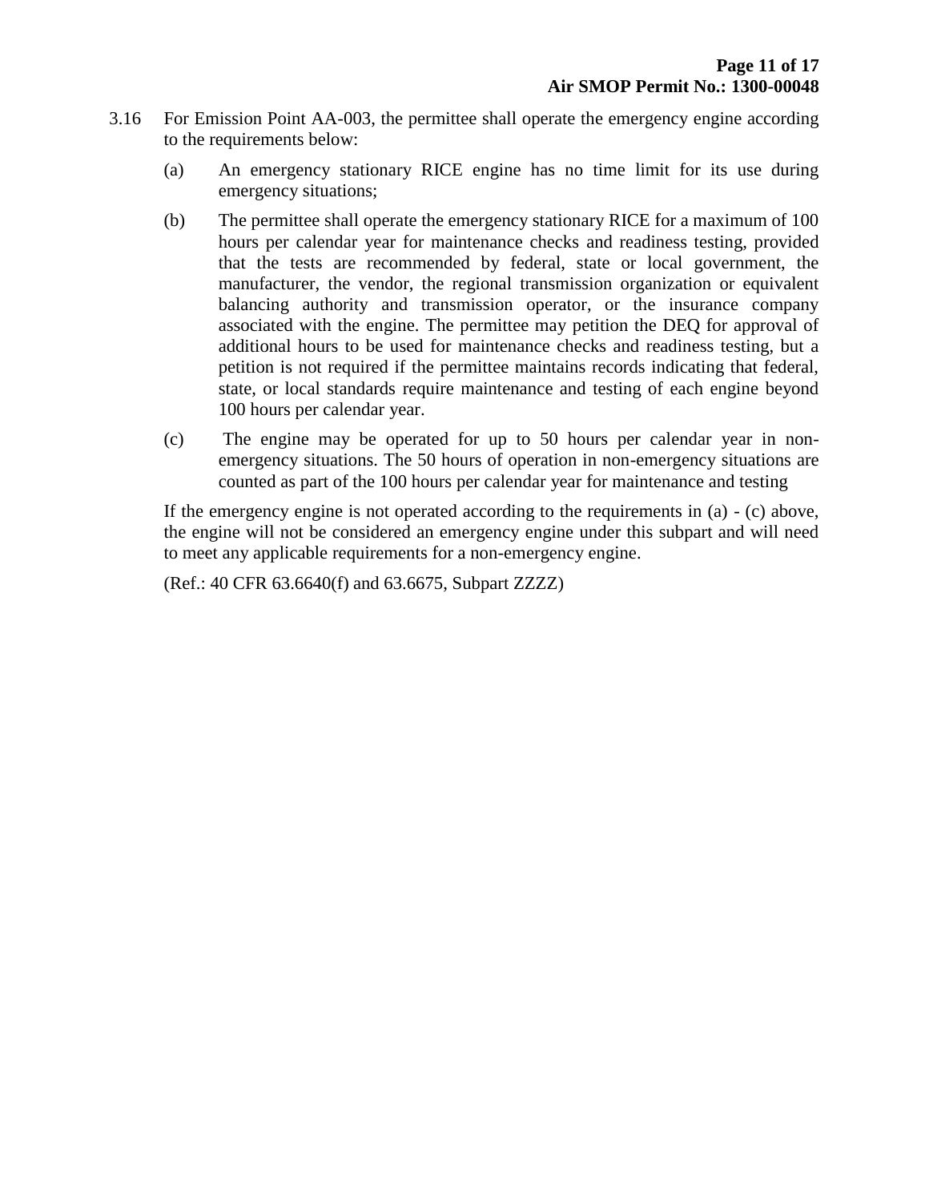3.16 For Emission Point AA-003, the permittee shall operate the emergency engine according to the requirements below:

(a) An emergency stationary RICE engine has no time limit for its use during emergency situations;

(b) The permittee shall operate the emergency stationary RICE for a maximum of 100 hours per calendar year for maintenance checks and readiness testing, provided that the tests are recommended by federal, state or local government, the manufacturer, the vendor, the regional transmission organization or equivalent balancing authority and transmission operator, or the insurance company associated with the engine. The permittee may petition the DEQ for approval of additional hours to be used for maintenance checks and readiness testing, but a petition is not required if the permittee maintains records indicating that federal, state, or local standards require maintenance and testing of each engine beyond 100 hours per calendar year.

(c) The engine may be operated for up to 50 hours per calendar year in non-emergency situations. The 50 hours of operation in non-emergency situations are counted as part of the 100 hours per calendar year for maintenance and testing

If the emergency engine is not operated according to the requirements in (a) - (c) above, the engine will not be considered an emergency engine under this subpart and will need to meet any applicable requirements for a non-emergency engine.

(Ref.: 40 CFR 63.6640(f) and 63.6675, Subpart ZZZZ)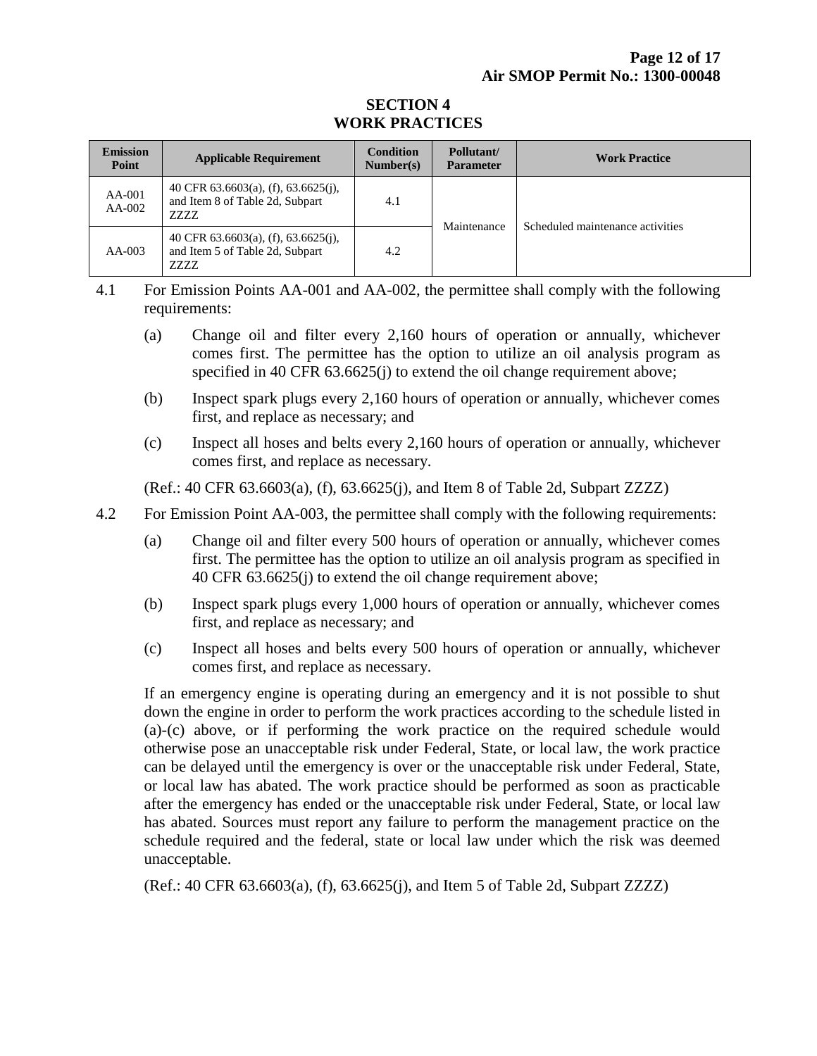## SECTION 4
## WORK PRACTICES

| Emission Point | Applicable Requirement | Condition Number(s) | Pollutant/ Parameter | Work Practice |
|---|---|---|---|---|
| AA-001 AA-002 | 40 CFR 63.6603(a), (f), 63.6625(j), and Item 8 of Table 2d, Subpart ZZZZ | 4.1 | Maintenance | Scheduled maintenance activities |
| AA-003 | 40 CFR 63.6603(a), (f), 63.6625(j), and Item 5 of Table 2d, Subpart ZZZZ | 4.2 | | |

4.1 For Emission Points AA-001 and AA-002, the permittee shall comply with the following requirements:

(a) Change oil and filter every 2,160 hours of operation or annually, whichever comes first. The permittee has the option to utilize an oil analysis program as specified in 40 CFR 63.6625(j) to extend the oil change requirement above;

(b) Inspect spark plugs every 2,160 hours of operation or annually, whichever comes first, and replace as necessary; and

(c) Inspect all hoses and belts every 2,160 hours of operation or annually, whichever comes first, and replace as necessary.

(Ref.: 40 CFR 63.6603(a), (f), 63.6625(j), and Item 8 of Table 2d, Subpart ZZZZ)

4.2 For Emission Point AA-003, the permittee shall comply with the following requirements:

(a) Change oil and filter every 500 hours of operation or annually, whichever comes first. The permittee has the option to utilize an oil analysis program as specified in 40 CFR 63.6625(j) to extend the oil change requirement above;

(b) Inspect spark plugs every 1,000 hours of operation or annually, whichever comes first, and replace as necessary; and

(c) Inspect all hoses and belts every 500 hours of operation or annually, whichever comes first, and replace as necessary.

If an emergency engine is operating during an emergency and it is not possible to shut down the engine in order to perform the work practices according to the schedule listed in (a)-(c) above, or if performing the work practice on the required schedule would otherwise pose an unacceptable risk under Federal, State, or local law, the work practice can be delayed until the emergency is over or the unacceptable risk under Federal, State, or local law has abated. The work practice should be performed as soon as practicable after the emergency has ended or the unacceptable risk under Federal, State, or local law has abated. Sources must report any failure to perform the management practice on the schedule required and the federal, state or local law under which the risk was deemed unacceptable.

(Ref.: 40 CFR 63.6603(a), (f), 63.6625(j), and Item 5 of Table 2d, Subpart ZZZZ)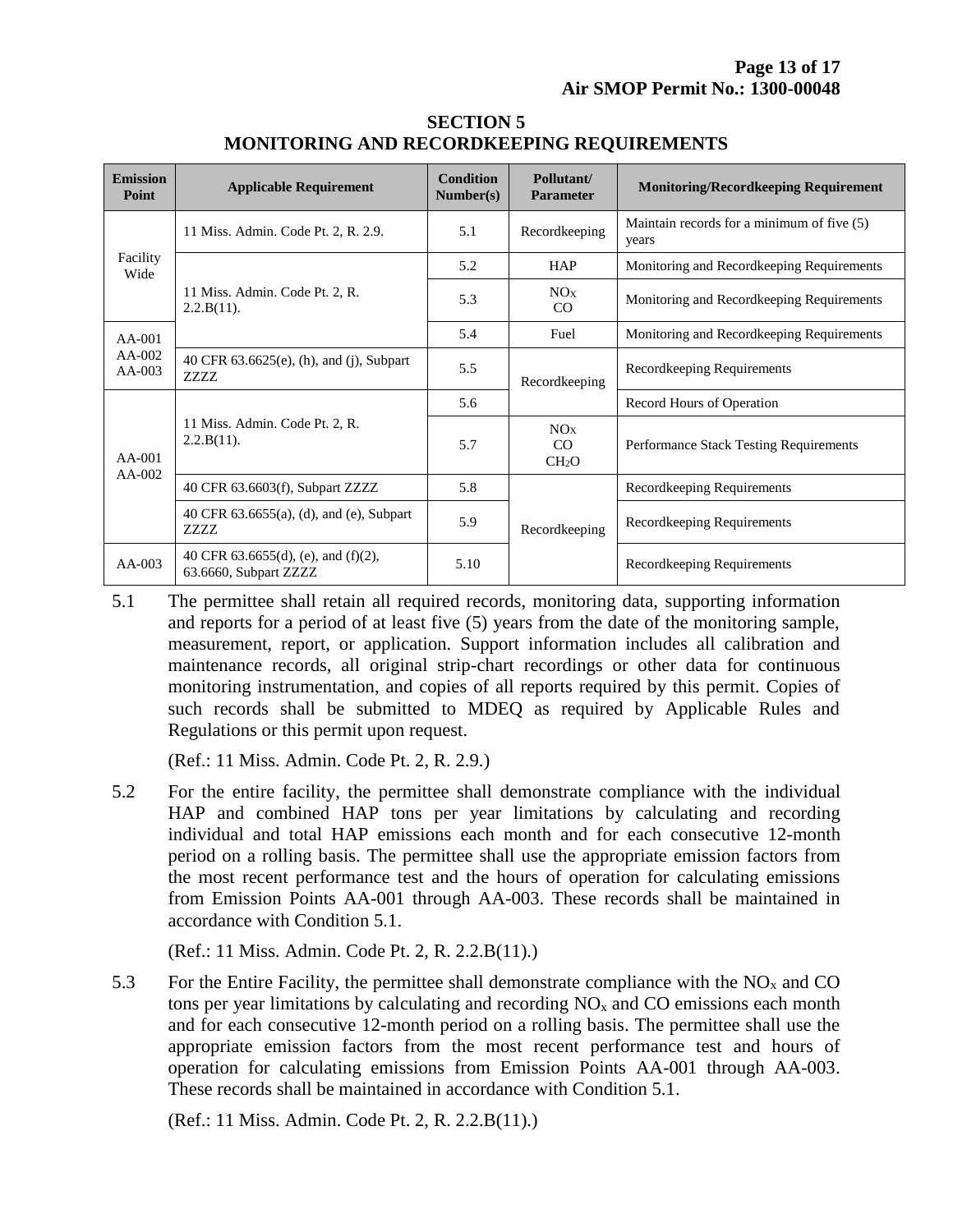## SECTION 5
## MONITORING AND RECORDKEEPING REQUIREMENTS

| Emission Point | Applicable Requirement | Condition Number(s) | Pollutant/ Parameter | Monitoring/Recordkeeping Requirement |
|---|---|---|---|---|
| Facility Wide | 11 Miss. Admin. Code Pt. 2, R. 2.9. | 5.1 | Recordkeeping | Maintain records for a minimum of five (5) years |
| | 11 Miss. Admin. Code Pt. 2, R. 2.2.B(11). | 5.2 | HAP | Monitoring and Recordkeeping Requirements |
| | | 5.3 | $NO_X$ CO | Monitoring and Recordkeeping Requirements |
| AA-001 AA-002 AA-003 | | 5.4 | Fuel | Monitoring and Recordkeeping Requirements |
| | 40 CFR 63.6625(e), (h), and (j), Subpart ZZZZ | 5.5 | Recordkeeping | Recordkeeping Requirements |
| AA-001 AA-002 | 11 Miss. Admin. Code Pt. 2, R. 2.2.B(11). | 5.6 | | Record Hours of Operation |
| | | 5.7 | $NO_X$ CO $CH_2O$ | Performance Stack Testing Requirements |
| | 40 CFR 63.6603(f), Subpart ZZZZ | 5.8 | Recordkeeping | Recordkeeping Requirements |
| | 40 CFR 63.6655(a), (d), and (e), Subpart ZZZZ | 5.9 | | Recordkeeping Requirements |
| AA-003 | 40 CFR 63.6655(d), (e), and (f)(2), 63.6660, Subpart ZZZZ | 5.10 | | Recordkeeping Requirements |

5.1 The permittee shall retain all required records, monitoring data, supporting information and reports for a period of at least five (5) years from the date of the monitoring sample, measurement, report, or application. Support information includes all calibration and maintenance records, all original strip-chart recordings or other data for continuous monitoring instrumentation, and copies of all reports required by this permit. Copies of such records shall be submitted to MDEQ as required by Applicable Rules and Regulations or this permit upon request.

(Ref.: 11 Miss. Admin. Code Pt. 2, R. 2.9.)

5.2 For the entire facility, the permittee shall demonstrate compliance with the individual HAP and combined HAP tons per year limitations by calculating and recording individual and total HAP emissions each month and for each consecutive 12-month period on a rolling basis. The permittee shall use the appropriate emission factors from the most recent performance test and the hours of operation for calculating emissions from Emission Points AA-001 through AA-003. These records shall be maintained in accordance with Condition 5.1.

(Ref.: 11 Miss. Admin. Code Pt. 2, R. 2.2.B(11).)

5.3 For the Entire Facility, the permittee shall demonstrate compliance with the $NO_x$ and CO tons per year limitations by calculating and recording $NO_x$ and CO emissions each month and for each consecutive 12-month period on a rolling basis. The permittee shall use the appropriate emission factors from the most recent performance test and hours of operation for calculating emissions from Emission Points AA-001 through AA-003. These records shall be maintained in accordance with Condition 5.1.

(Ref.: 11 Miss. Admin. Code Pt. 2, R. 2.2.B(11).)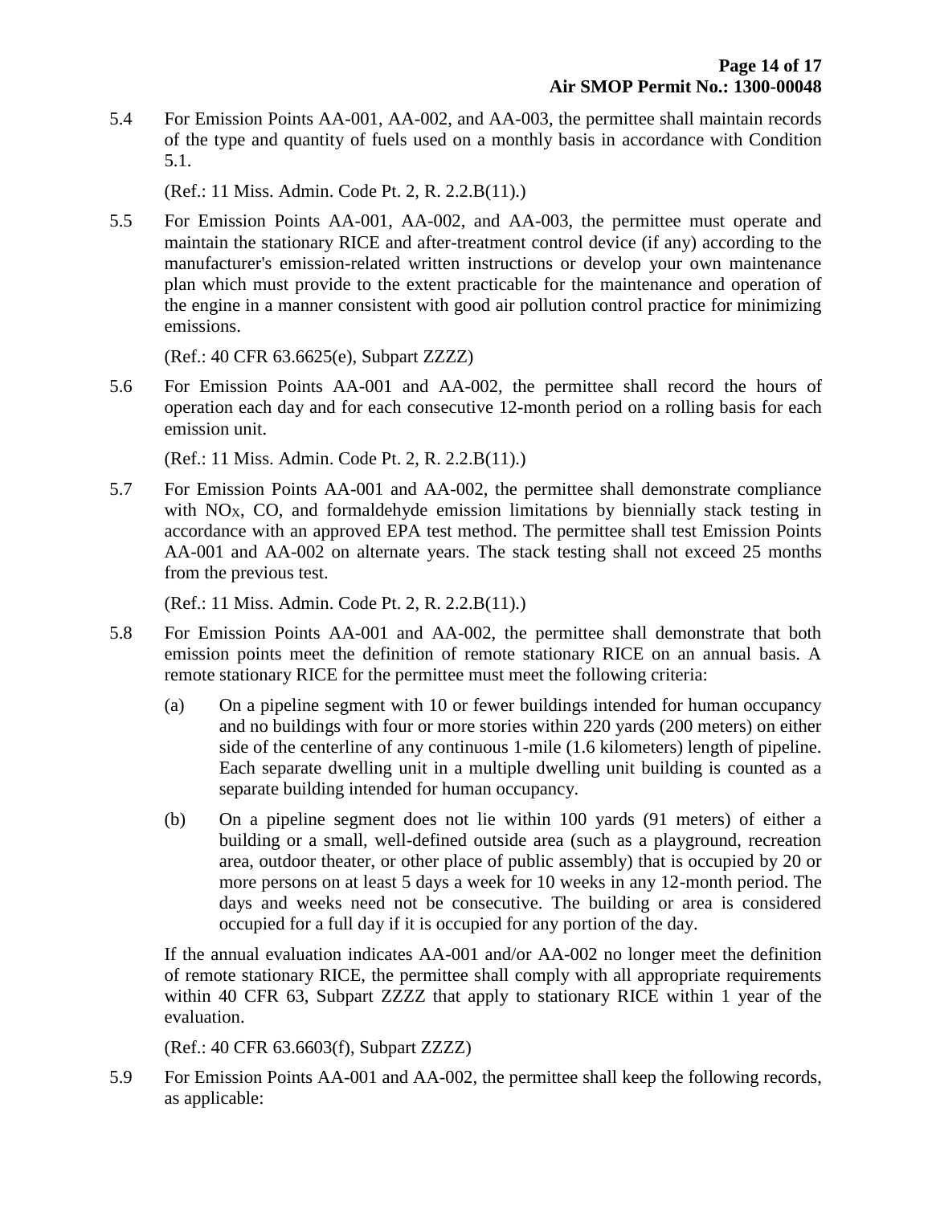5.4 For Emission Points AA-001, AA-002, and AA-003, the permittee shall maintain records of the type and quantity of fuels used on a monthly basis in accordance with Condition 5.1.

(Ref.: 11 Miss. Admin. Code Pt. 2, R. 2.2.B(11).)

5.5 For Emission Points AA-001, AA-002, and AA-003, the permittee must operate and maintain the stationary RICE and after-treatment control device (if any) according to the manufacturer's emission-related written instructions or develop your own maintenance plan which must provide to the extent practicable for the maintenance and operation of the engine in a manner consistent with good air pollution control practice for minimizing emissions.

(Ref.: 40 CFR 63.6625(e), Subpart ZZZZ)

5.6 For Emission Points AA-001 and AA-002, the permittee shall record the hours of operation each day and for each consecutive 12-month period on a rolling basis for each emission unit.

(Ref.: 11 Miss. Admin. Code Pt. 2, R. 2.2.B(11).)

5.7 For Emission Points AA-001 and AA-002, the permittee shall demonstrate compliance with $NO_X$, CO, and formaldehyde emission limitations by biennially stack testing in accordance with an approved EPA test method. The permittee shall test Emission Points AA-001 and AA-002 on alternate years. The stack testing shall not exceed 25 months from the previous test.

(Ref.: 11 Miss. Admin. Code Pt. 2, R. 2.2.B(11).)

5.8 For Emission Points AA-001 and AA-002, the permittee shall demonstrate that both emission points meet the definition of remote stationary RICE on an annual basis. A remote stationary RICE for the permittee must meet the following criteria:

(a) On a pipeline segment with 10 or fewer buildings intended for human occupancy and no buildings with four or more stories within 220 yards (200 meters) on either side of the centerline of any continuous 1-mile (1.6 kilometers) length of pipeline. Each separate dwelling unit in a multiple dwelling unit building is counted as a separate building intended for human occupancy.

(b) On a pipeline segment does not lie within 100 yards (91 meters) of either a building or a small, well-defined outside area (such as a playground, recreation area, outdoor theater, or other place of public assembly) that is occupied by 20 or more persons on at least 5 days a week for 10 weeks in any 12-month period. The days and weeks need not be consecutive. The building or area is considered occupied for a full day if it is occupied for any portion of the day.

If the annual evaluation indicates AA-001 and/or AA-002 no longer meet the definition of remote stationary RICE, the permittee shall comply with all appropriate requirements within 40 CFR 63, Subpart ZZZZ that apply to stationary RICE within 1 year of the evaluation.

(Ref.: 40 CFR 63.6603(f), Subpart ZZZZ)

5.9 For Emission Points AA-001 and AA-002, the permittee shall keep the following records, as applicable: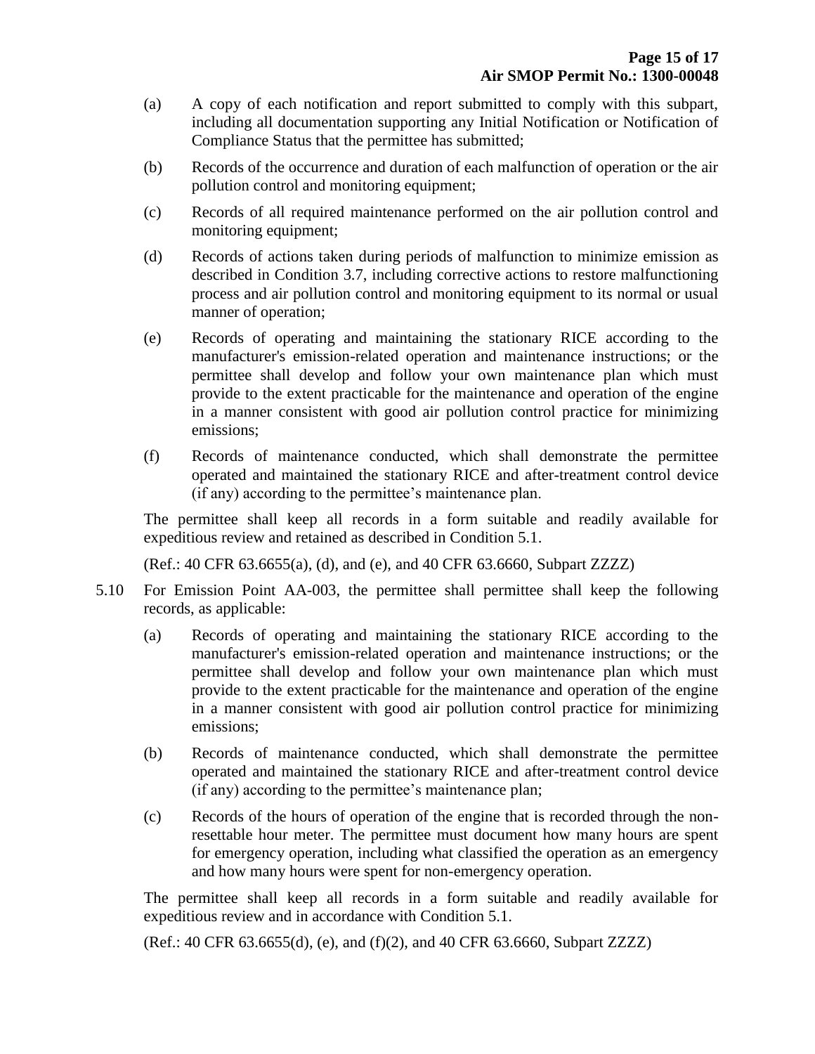(a) A copy of each notification and report submitted to comply with this subpart, including all documentation supporting any Initial Notification or Notification of Compliance Status that the permittee has submitted;

(b) Records of the occurrence and duration of each malfunction of operation or the air pollution control and monitoring equipment;

(c) Records of all required maintenance performed on the air pollution control and monitoring equipment;

(d) Records of actions taken during periods of malfunction to minimize emission as described in Condition 3.7, including corrective actions to restore malfunctioning process and air pollution control and monitoring equipment to its normal or usual manner of operation;

(e) Records of operating and maintaining the stationary RICE according to the manufacturer's emission-related operation and maintenance instructions; or the permittee shall develop and follow your own maintenance plan which must provide to the extent practicable for the maintenance and operation of the engine in a manner consistent with good air pollution control practice for minimizing emissions;

(f) Records of maintenance conducted, which shall demonstrate the permittee operated and maintained the stationary RICE and after-treatment control device (if any) according to the permittee's maintenance plan.

The permittee shall keep all records in a form suitable and readily available for expeditious review and retained as described in Condition 5.1.

(Ref.: 40 CFR 63.6655(a), (d), and (e), and 40 CFR 63.6660, Subpart ZZZZ)

5.10 For Emission Point AA-003, the permittee shall permittee shall keep the following records, as applicable:

(a) Records of operating and maintaining the stationary RICE according to the manufacturer's emission-related operation and maintenance instructions; or the permittee shall develop and follow your own maintenance plan which must provide to the extent practicable for the maintenance and operation of the engine in a manner consistent with good air pollution control practice for minimizing emissions;

(b) Records of maintenance conducted, which shall demonstrate the permittee operated and maintained the stationary RICE and after-treatment control device (if any) according to the permittee's maintenance plan;

(c) Records of the hours of operation of the engine that is recorded through the non-resettable hour meter. The permittee must document how many hours are spent for emergency operation, including what classified the operation as an emergency and how many hours were spent for non-emergency operation.

The permittee shall keep all records in a form suitable and readily available for expeditious review and in accordance with Condition 5.1.

(Ref.: 40 CFR 63.6655(d), (e), and (f)(2), and 40 CFR 63.6660, Subpart ZZZZ)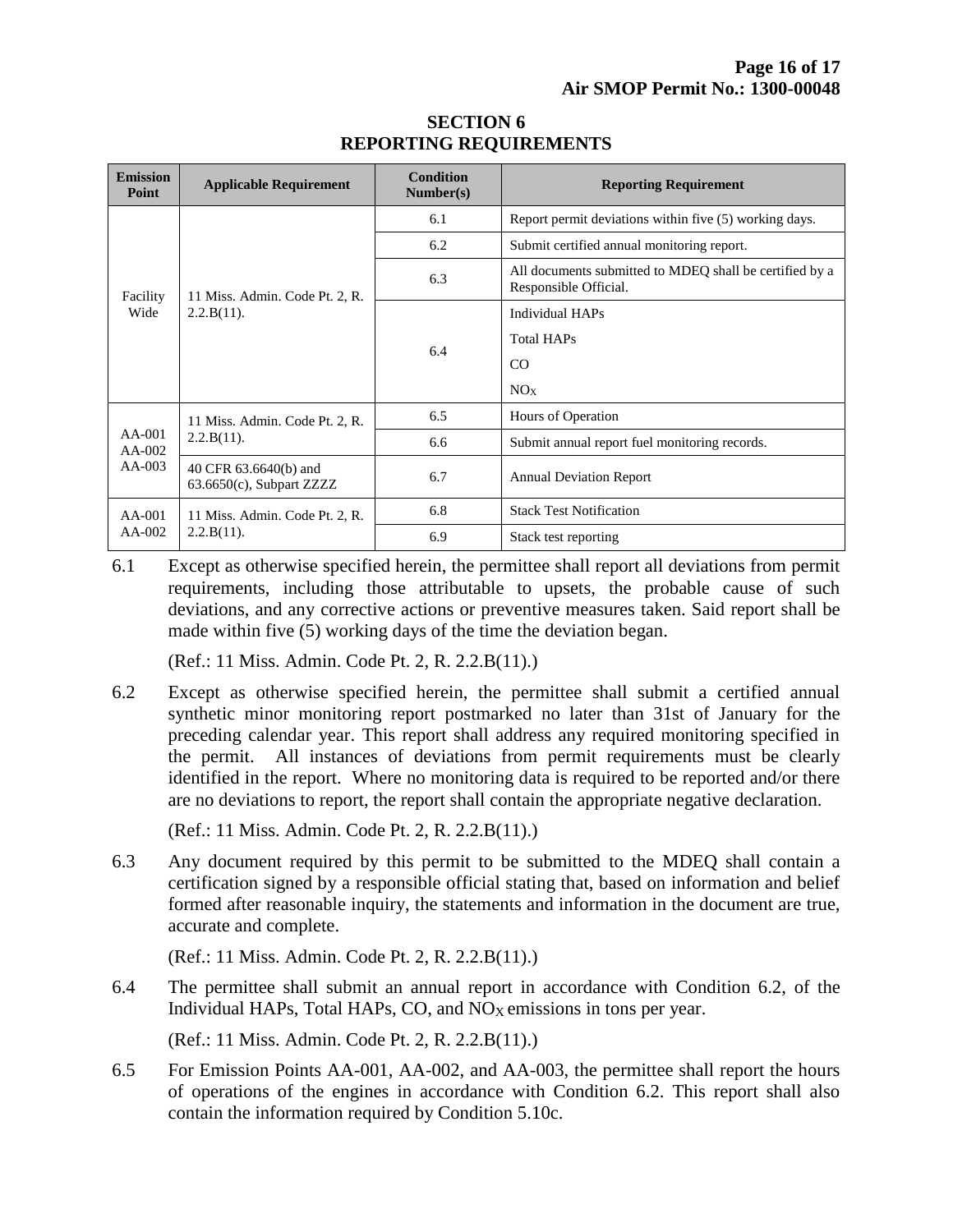## SECTION 6
## REPORTING REQUIREMENTS

| Emission Point | Applicable Requirement | Condition Number(s) | Reporting Requirement |
|---|---|---|---|
| Facility Wide | 11 Miss. Admin. Code Pt. 2, R. 2.2.B(11). | 6.1 | Report permit deviations within five (5) working days. |
| | | 6.2 | Submit certified annual monitoring report. |
| | | 6.3 | All documents submitted to MDEQ shall be certified by a Responsible Official. |
| | | 6.4 | Individual HAPs<br>Total HAPs<br>CO<br>$NO_X$ |
| AA-001<br>AA-002<br>AA-003 | 11 Miss. Admin. Code Pt. 2, R. 2.2.B(11). | 6.5 | Hours of Operation |
| | | 6.6 | Submit annual report fuel monitoring records. |
| | 40 CFR 63.6640(b) and 63.6650(c), Subpart ZZZZ | 6.7 | Annual Deviation Report |
| AA-001<br>AA-002 | 11 Miss. Admin. Code Pt. 2, R. 2.2.B(11). | 6.8 | Stack Test Notification |
| | | 6.9 | Stack test reporting |

6.1 Except as otherwise specified herein, the permittee shall report all deviations from permit requirements, including those attributable to upsets, the probable cause of such deviations, and any corrective actions or preventive measures taken. Said report shall be made within five (5) working days of the time the deviation began.

(Ref.: 11 Miss. Admin. Code Pt. 2, R. 2.2.B(11).)

6.2 Except as otherwise specified herein, the permittee shall submit a certified annual synthetic minor monitoring report postmarked no later than 31st of January for the preceding calendar year. This report shall address any required monitoring specified in the permit. All instances of deviations from permit requirements must be clearly identified in the report. Where no monitoring data is required to be reported and/or there are no deviations to report, the report shall contain the appropriate negative declaration.

(Ref.: 11 Miss. Admin. Code Pt. 2, R. 2.2.B(11).)

6.3 Any document required by this permit to be submitted to the MDEQ shall contain a certification signed by a responsible official stating that, based on information and belief formed after reasonable inquiry, the statements and information in the document are true, accurate and complete.

(Ref.: 11 Miss. Admin. Code Pt. 2, R. 2.2.B(11).)

6.4 The permittee shall submit an annual report in accordance with Condition 6.2, of the Individual HAPs, Total HAPs, CO, and $NO_X$ emissions in tons per year.

(Ref.: 11 Miss. Admin. Code Pt. 2, R. 2.2.B(11).)

6.5 For Emission Points AA-001, AA-002, and AA-003, the permittee shall report the hours of operations of the engines in accordance with Condition 6.2. This report shall also contain the information required by Condition 5.10c.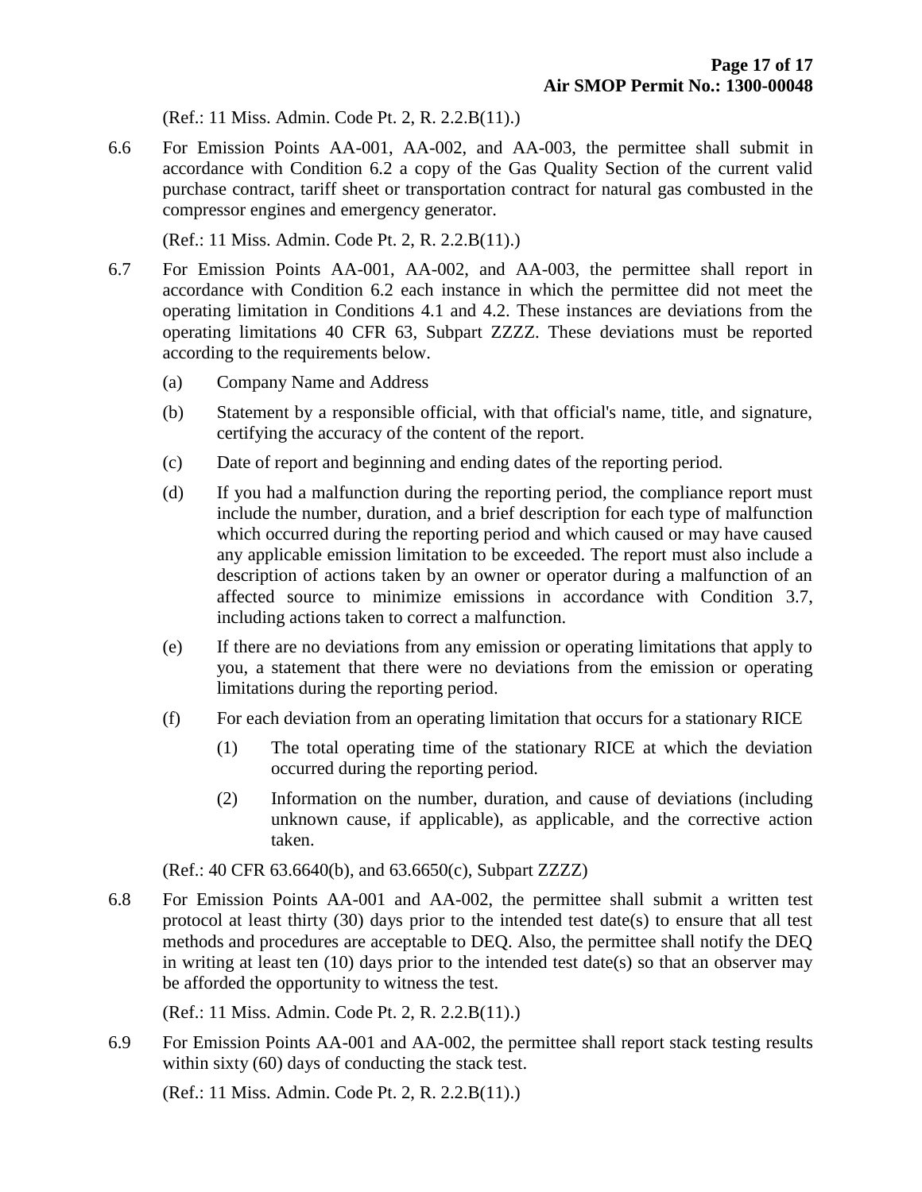(Ref.: 11 Miss. Admin. Code Pt. 2, R. 2.2.B(11).)

6.6 For Emission Points AA-001, AA-002, and AA-003, the permittee shall submit in accordance with Condition 6.2 a copy of the Gas Quality Section of the current valid purchase contract, tariff sheet or transportation contract for natural gas combusted in the compressor engines and emergency generator.

(Ref.: 11 Miss. Admin. Code Pt. 2, R. 2.2.B(11).)

6.7 For Emission Points AA-001, AA-002, and AA-003, the permittee shall report in accordance with Condition 6.2 each instance in which the permittee did not meet the operating limitation in Conditions 4.1 and 4.2. These instances are deviations from the operating limitations 40 CFR 63, Subpart ZZZZ. These deviations must be reported according to the requirements below.

(a) Company Name and Address

(b) Statement by a responsible official, with that official's name, title, and signature, certifying the accuracy of the content of the report.

(c) Date of report and beginning and ending dates of the reporting period.

(d) If you had a malfunction during the reporting period, the compliance report must include the number, duration, and a brief description for each type of malfunction which occurred during the reporting period and which caused or may have caused any applicable emission limitation to be exceeded. The report must also include a description of actions taken by an owner or operator during a malfunction of an affected source to minimize emissions in accordance with Condition 3.7, including actions taken to correct a malfunction.

(e) If there are no deviations from any emission or operating limitations that apply to you, a statement that there were no deviations from the emission or operating limitations during the reporting period.

(f) For each deviation from an operating limitation that occurs for a stationary RICE

(1) The total operating time of the stationary RICE at which the deviation occurred during the reporting period.

(2) Information on the number, duration, and cause of deviations (including unknown cause, if applicable), as applicable, and the corrective action taken.

(Ref.: 40 CFR 63.6640(b), and 63.6650(c), Subpart ZZZZ)

6.8 For Emission Points AA-001 and AA-002, the permittee shall submit a written test protocol at least thirty (30) days prior to the intended test date(s) to ensure that all test methods and procedures are acceptable to DEQ. Also, the permittee shall notify the DEQ in writing at least ten (10) days prior to the intended test date(s) so that an observer may be afforded the opportunity to witness the test.

(Ref.: 11 Miss. Admin. Code Pt. 2, R. 2.2.B(11).)

6.9 For Emission Points AA-001 and AA-002, the permittee shall report stack testing results within sixty (60) days of conducting the stack test.

(Ref.: 11 Miss. Admin. Code Pt. 2, R. 2.2.B(11).)